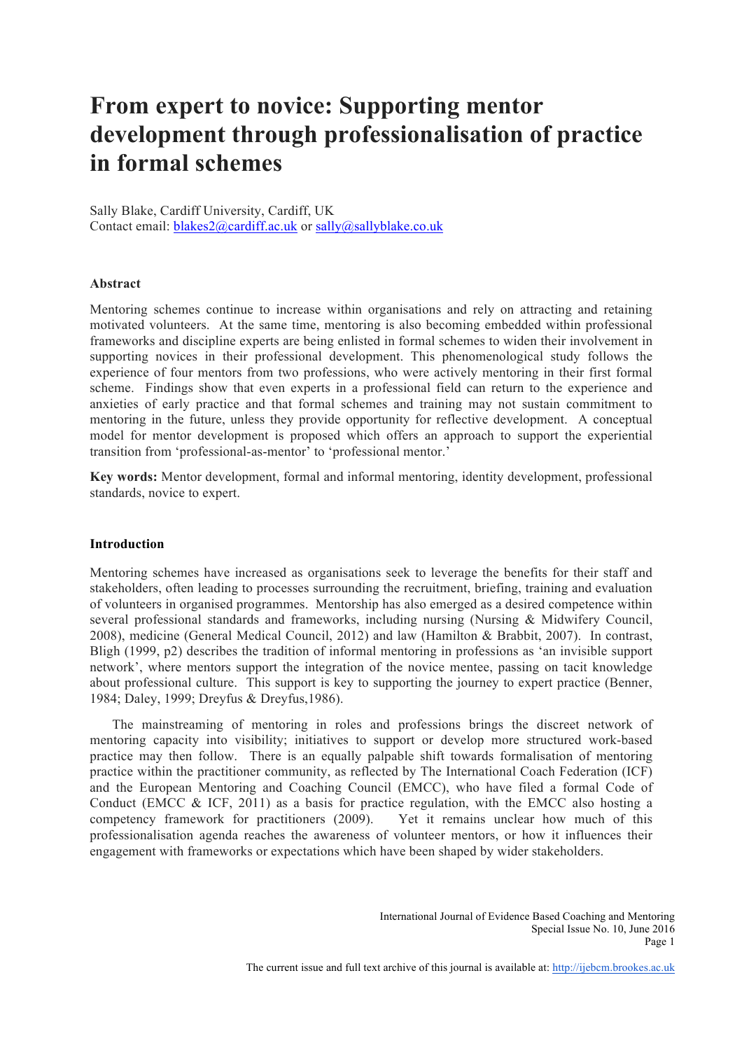# From expert to novice: Supporting mentor development through professionalisation of practice in formal schemes

Sally Blake, Cardiff University, Cardiff, UK
Contact email: blakes2@cardiff.ac.uk or sally@sallyblake.co.uk

## Abstract

Mentoring schemes continue to increase within organisations and rely on attracting and retaining motivated volunteers. At the same time, mentoring is also becoming embedded within professional frameworks and discipline experts are being enlisted in formal schemes to widen their involvement in supporting novices in their professional development. This phenomenological study follows the experience of four mentors from two professions, who were actively mentoring in their first formal scheme. Findings show that even experts in a professional field can return to the experience and anxieties of early practice and that formal schemes and training may not sustain commitment to mentoring in the future, unless they provide opportunity for reflective development. A conceptual model for mentor development is proposed which offers an approach to support the experiential transition from 'professional-as-mentor' to 'professional mentor.'

**Key words:** Mentor development, formal and informal mentoring, identity development, professional standards, novice to expert.

## Introduction

Mentoring schemes have increased as organisations seek to leverage the benefits for their staff and stakeholders, often leading to processes surrounding the recruitment, briefing, training and evaluation of volunteers in organised programmes. Mentorship has also emerged as a desired competence within several professional standards and frameworks, including nursing (Nursing & Midwifery Council, 2008), medicine (General Medical Council, 2012) and law (Hamilton & Brabbit, 2007). In contrast, Bligh (1999, p2) describes the tradition of informal mentoring in professions as 'an invisible support network', where mentors support the integration of the novice mentee, passing on tacit knowledge about professional culture. This support is key to supporting the journey to expert practice (Benner, 1984; Daley, 1999; Dreyfus & Dreyfus,1986).

The mainstreaming of mentoring in roles and professions brings the discreet network of mentoring capacity into visibility; initiatives to support or develop more structured work-based practice may then follow. There is an equally palpable shift towards formalisation of mentoring practice within the practitioner community, as reflected by The International Coach Federation (ICF) and the European Mentoring and Coaching Council (EMCC), who have filed a formal Code of Conduct (EMCC & ICF, 2011) as a basis for practice regulation, with the EMCC also hosting a competency framework for practitioners (2009). Yet it remains unclear how much of this professionalisation agenda reaches the awareness of volunteer mentors, or how it influences their engagement with frameworks or expectations which have been shaped by wider stakeholders.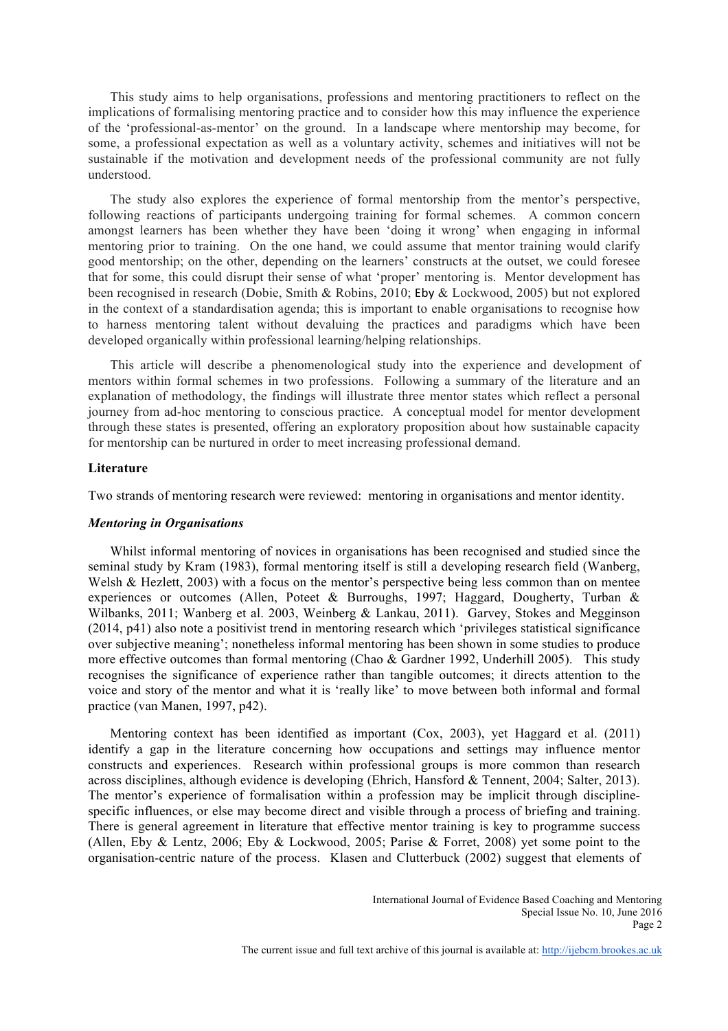This study aims to help organisations, professions and mentoring practitioners to reflect on the implications of formalising mentoring practice and to consider how this may influence the experience of the 'professional-as-mentor' on the ground. In a landscape where mentorship may become, for some, a professional expectation as well as a voluntary activity, schemes and initiatives will not be sustainable if the motivation and development needs of the professional community are not fully understood.

The study also explores the experience of formal mentorship from the mentor's perspective, following reactions of participants undergoing training for formal schemes. A common concern amongst learners has been whether they have been 'doing it wrong' when engaging in informal mentoring prior to training. On the one hand, we could assume that mentor training would clarify good mentorship; on the other, depending on the learners' constructs at the outset, we could foresee that for some, this could disrupt their sense of what 'proper' mentoring is. Mentor development has been recognised in research (Dobie, Smith & Robins, 2010; Eby & Lockwood, 2005) but not explored in the context of a standardisation agenda; this is important to enable organisations to recognise how to harness mentoring talent without devaluing the practices and paradigms which have been developed organically within professional learning/helping relationships.

This article will describe a phenomenological study into the experience and development of mentors within formal schemes in two professions. Following a summary of the literature and an explanation of methodology, the findings will illustrate three mentor states which reflect a personal journey from ad-hoc mentoring to conscious practice. A conceptual model for mentor development through these states is presented, offering an exploratory proposition about how sustainable capacity for mentorship can be nurtured in order to meet increasing professional demand.

## Literature

Two strands of mentoring research were reviewed: mentoring in organisations and mentor identity.

### *Mentoring in Organisations*

Whilst informal mentoring of novices in organisations has been recognised and studied since the seminal study by Kram (1983), formal mentoring itself is still a developing research field (Wanberg, Welsh & Hezlett, 2003) with a focus on the mentor's perspective being less common than on mentee experiences or outcomes (Allen, Poteet & Burroughs, 1997; Haggard, Dougherty, Turban & Wilbanks, 2011; Wanberg et al. 2003, Weinberg & Lankau, 2011). Garvey, Stokes and Megginson (2014, p41) also note a positivist trend in mentoring research which 'privileges statistical significance over subjective meaning'; nonetheless informal mentoring has been shown in some studies to produce more effective outcomes than formal mentoring (Chao & Gardner 1992, Underhill 2005). This study recognises the significance of experience rather than tangible outcomes; it directs attention to the voice and story of the mentor and what it is 'really like' to move between both informal and formal practice (van Manen, 1997, p42).

Mentoring context has been identified as important (Cox, 2003), yet Haggard et al. (2011) identify a gap in the literature concerning how occupations and settings may influence mentor constructs and experiences. Research within professional groups is more common than research across disciplines, although evidence is developing (Ehrich, Hansford & Tennent, 2004; Salter, 2013). The mentor's experience of formalisation within a profession may be implicit through discipline-specific influences, or else may become direct and visible through a process of briefing and training. There is general agreement in literature that effective mentor training is key to programme success (Allen, Eby & Lentz, 2006; Eby & Lockwood, 2005; Parise & Forret, 2008) yet some point to the organisation-centric nature of the process. Klasen and Clutterbuck (2002) suggest that elements of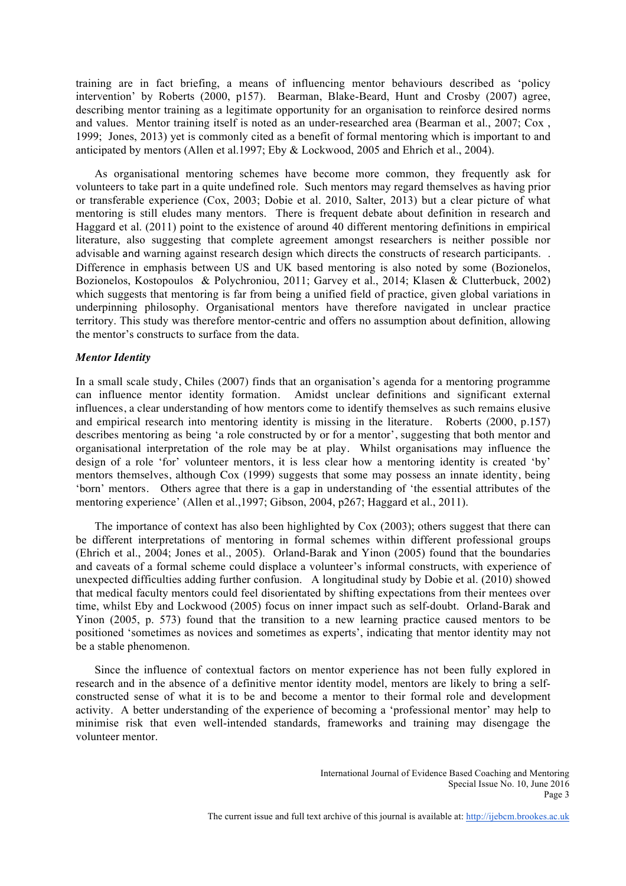training are in fact briefing, a means of influencing mentor behaviours described as 'policy intervention' by Roberts (2000, p157). Bearman, Blake-Beard, Hunt and Crosby (2007) agree, describing mentor training as a legitimate opportunity for an organisation to reinforce desired norms and values. Mentor training itself is noted as an under-researched area (Bearman et al., 2007; Cox , 1999; Jones, 2013) yet is commonly cited as a benefit of formal mentoring which is important to and anticipated by mentors (Allen et al.1997; Eby & Lockwood, 2005 and Ehrich et al., 2004).

As organisational mentoring schemes have become more common, they frequently ask for volunteers to take part in a quite undefined role. Such mentors may regard themselves as having prior or transferable experience (Cox, 2003; Dobie et al. 2010, Salter, 2013) but a clear picture of what mentoring is still eludes many mentors. There is frequent debate about definition in research and Haggard et al. (2011) point to the existence of around 40 different mentoring definitions in empirical literature, also suggesting that complete agreement amongst researchers is neither possible nor advisable and warning against research design which directs the constructs of research participants. . Difference in emphasis between US and UK based mentoring is also noted by some (Bozionelos, Bozionelos, Kostopoulos & Polychroniou, 2011; Garvey et al., 2014; Klasen & Clutterbuck, 2002) which suggests that mentoring is far from being a unified field of practice, given global variations in underpinning philosophy. Organisational mentors have therefore navigated in unclear practice territory. This study was therefore mentor-centric and offers no assumption about definition, allowing the mentor's constructs to surface from the data.

### *Mentor Identity*

In a small scale study, Chiles (2007) finds that an organisation's agenda for a mentoring programme can influence mentor identity formation. Amidst unclear definitions and significant external influences, a clear understanding of how mentors come to identify themselves as such remains elusive and empirical research into mentoring identity is missing in the literature. Roberts (2000, p.157) describes mentoring as being 'a role constructed by or for a mentor', suggesting that both mentor and organisational interpretation of the role may be at play. Whilst organisations may influence the design of a role 'for' volunteer mentors, it is less clear how a mentoring identity is created 'by' mentors themselves, although Cox (1999) suggests that some may possess an innate identity, being 'born' mentors. Others agree that there is a gap in understanding of 'the essential attributes of the mentoring experience' (Allen et al.,1997; Gibson, 2004, p267; Haggard et al., 2011).

The importance of context has also been highlighted by Cox (2003); others suggest that there can be different interpretations of mentoring in formal schemes within different professional groups (Ehrich et al., 2004; Jones et al., 2005). Orland-Barak and Yinon (2005) found that the boundaries and caveats of a formal scheme could displace a volunteer's informal constructs, with experience of unexpected difficulties adding further confusion. A longitudinal study by Dobie et al. (2010) showed that medical faculty mentors could feel disorientated by shifting expectations from their mentees over time, whilst Eby and Lockwood (2005) focus on inner impact such as self-doubt. Orland-Barak and Yinon (2005, p. 573) found that the transition to a new learning practice caused mentors to be positioned 'sometimes as novices and sometimes as experts', indicating that mentor identity may not be a stable phenomenon.

Since the influence of contextual factors on mentor experience has not been fully explored in research and in the absence of a definitive mentor identity model, mentors are likely to bring a self-constructed sense of what it is to be and become a mentor to their formal role and development activity. A better understanding of the experience of becoming a 'professional mentor' may help to minimise risk that even well-intended standards, frameworks and training may disengage the volunteer mentor.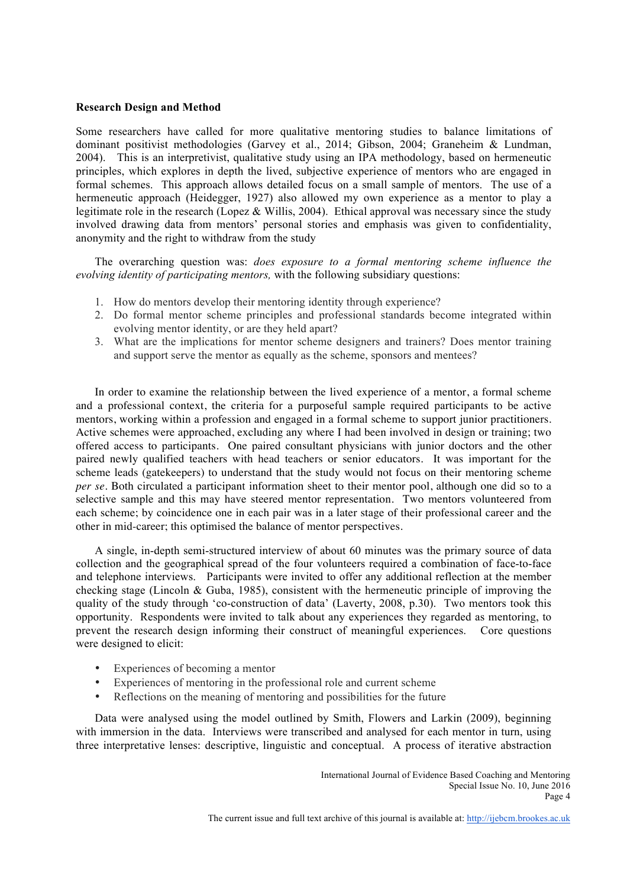**Research Design and Method**

Some researchers have called for more qualitative mentoring studies to balance limitations of dominant positivist methodologies (Garvey et al., 2014; Gibson, 2004; Graneheim & Lundman, 2004). This is an interpretivist, qualitative study using an IPA methodology, based on hermeneutic principles, which explores in depth the lived, subjective experience of mentors who are engaged in formal schemes. This approach allows detailed focus on a small sample of mentors. The use of a hermeneutic approach (Heidegger, 1927) also allowed my own experience as a mentor to play a legitimate role in the research (Lopez & Willis, 2004). Ethical approval was necessary since the study involved drawing data from mentors' personal stories and emphasis was given to confidentiality, anonymity and the right to withdraw from the study

The overarching question was: *does exposure to a formal mentoring scheme influence the evolving identity of participating mentors,* with the following subsidiary questions:

1. How do mentors develop their mentoring identity through experience?
2. Do formal mentor scheme principles and professional standards become integrated within evolving mentor identity, or are they held apart?
3. What are the implications for mentor scheme designers and trainers? Does mentor training and support serve the mentor as equally as the scheme, sponsors and mentees?

In order to examine the relationship between the lived experience of a mentor, a formal scheme and a professional context, the criteria for a purposeful sample required participants to be active mentors, working within a profession and engaged in a formal scheme to support junior practitioners. Active schemes were approached, excluding any where I had been involved in design or training; two offered access to participants. One paired consultant physicians with junior doctors and the other paired newly qualified teachers with head teachers or senior educators. It was important for the scheme leads (gatekeepers) to understand that the study would not focus on their mentoring scheme *per se*. Both circulated a participant information sheet to their mentor pool, although one did so to a selective sample and this may have steered mentor representation. Two mentors volunteered from each scheme; by coincidence one in each pair was in a later stage of their professional career and the other in mid-career; this optimised the balance of mentor perspectives.

A single, in-depth semi-structured interview of about 60 minutes was the primary source of data collection and the geographical spread of the four volunteers required a combination of face-to-face and telephone interviews. Participants were invited to offer any additional reflection at the member checking stage (Lincoln & Guba, 1985), consistent with the hermeneutic principle of improving the quality of the study through 'co-construction of data' (Laverty, 2008, p.30). Two mentors took this opportunity. Respondents were invited to talk about any experiences they regarded as mentoring, to prevent the research design informing their construct of meaningful experiences. Core questions were designed to elicit:

- Experiences of becoming a mentor
- Experiences of mentoring in the professional role and current scheme
- Reflections on the meaning of mentoring and possibilities for the future

Data were analysed using the model outlined by Smith, Flowers and Larkin (2009), beginning with immersion in the data. Interviews were transcribed and analysed for each mentor in turn, using three interpretative lenses: descriptive, linguistic and conceptual. A process of iterative abstraction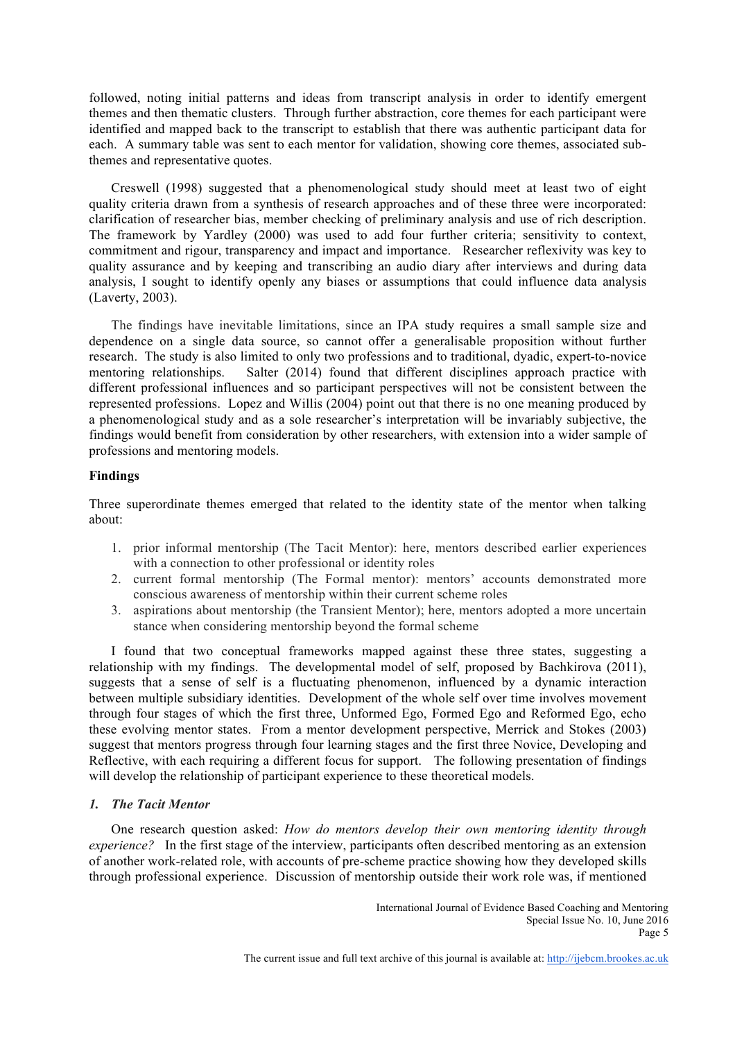followed, noting initial patterns and ideas from transcript analysis in order to identify emergent themes and then thematic clusters. Through further abstraction, core themes for each participant were identified and mapped back to the transcript to establish that there was authentic participant data for each. A summary table was sent to each mentor for validation, showing core themes, associated sub-themes and representative quotes.

Creswell (1998) suggested that a phenomenological study should meet at least two of eight quality criteria drawn from a synthesis of research approaches and of these three were incorporated: clarification of researcher bias, member checking of preliminary analysis and use of rich description. The framework by Yardley (2000) was used to add four further criteria; sensitivity to context, commitment and rigour, transparency and impact and importance. Researcher reflexivity was key to quality assurance and by keeping and transcribing an audio diary after interviews and during data analysis, I sought to identify openly any biases or assumptions that could influence data analysis (Laverty, 2003).

The findings have inevitable limitations, since an IPA study requires a small sample size and dependence on a single data source, so cannot offer a generalisable proposition without further research. The study is also limited to only two professions and to traditional, dyadic, expert-to-novice mentoring relationships. Salter (2014) found that different disciplines approach practice with different professional influences and so participant perspectives will not be consistent between the represented professions. Lopez and Willis (2004) point out that there is no one meaning produced by a phenomenological study and as a sole researcher's interpretation will be invariably subjective, the findings would benefit from consideration by other researchers, with extension into a wider sample of professions and mentoring models.

## Findings

Three superordinate themes emerged that related to the identity state of the mentor when talking about:

1. prior informal mentorship (The Tacit Mentor): here, mentors described earlier experiences with a connection to other professional or identity roles
2. current formal mentorship (The Formal mentor): mentors' accounts demonstrated more conscious awareness of mentorship within their current scheme roles
3. aspirations about mentorship (the Transient Mentor); here, mentors adopted a more uncertain stance when considering mentorship beyond the formal scheme

I found that two conceptual frameworks mapped against these three states, suggesting a relationship with my findings. The developmental model of self, proposed by Bachkirova (2011), suggests that a sense of self is a fluctuating phenomenon, influenced by a dynamic interaction between multiple subsidiary identities. Development of the whole self over time involves movement through four stages of which the first three, Unformed Ego, Formed Ego and Reformed Ego, echo these evolving mentor states. From a mentor development perspective, Merrick and Stokes (2003) suggest that mentors progress through four learning stages and the first three Novice, Developing and Reflective, with each requiring a different focus for support. The following presentation of findings will develop the relationship of participant experience to these theoretical models.

### *1. The Tacit Mentor*

One research question asked: *How do mentors develop their own mentoring identity through experience?* In the first stage of the interview, participants often described mentoring as an extension of another work-related role, with accounts of pre-scheme practice showing how they developed skills through professional experience. Discussion of mentorship outside their work role was, if mentioned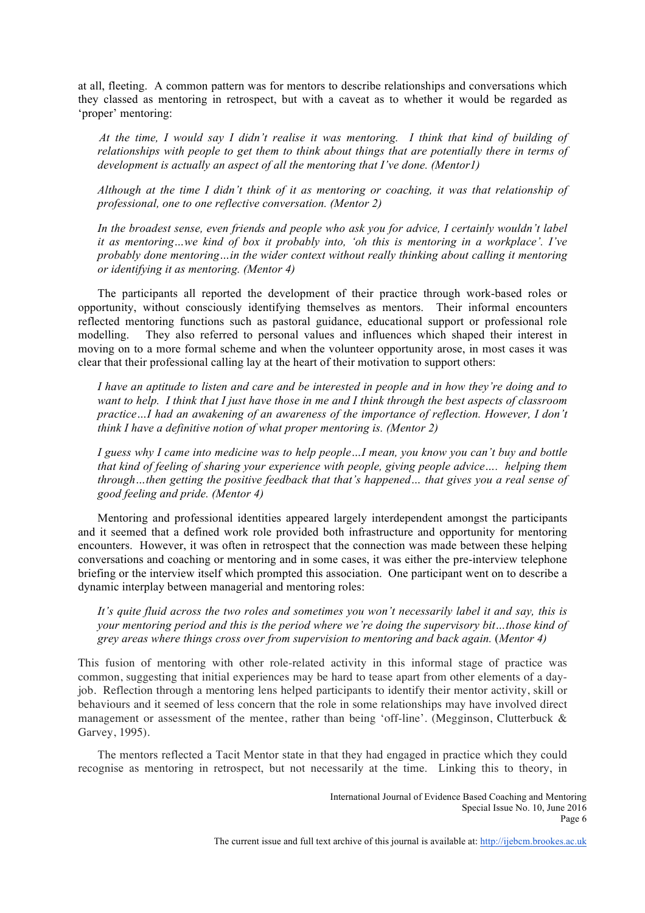at all, fleeting. A common pattern was for mentors to describe relationships and conversations which they classed as mentoring in retrospect, but with a caveat as to whether it would be regarded as 'proper' mentoring:

> *At the time, I would say I didn't realise it was mentoring. I think that kind of building of relationships with people to get them to think about things that are potentially there in terms of development is actually an aspect of all the mentoring that I've done. (Mentor1)*

> *Although at the time I didn't think of it as mentoring or coaching, it was that relationship of professional, one to one reflective conversation. (Mentor 2)*

> *In the broadest sense, even friends and people who ask you for advice, I certainly wouldn't label it as mentoring…we kind of box it probably into, 'oh this is mentoring in a workplace'. I've probably done mentoring…in the wider context without really thinking about calling it mentoring or identifying it as mentoring. (Mentor 4)*

The participants all reported the development of their practice through work-based roles or opportunity, without consciously identifying themselves as mentors. Their informal encounters reflected mentoring functions such as pastoral guidance, educational support or professional role modelling. They also referred to personal values and influences which shaped their interest in moving on to a more formal scheme and when the volunteer opportunity arose, in most cases it was clear that their professional calling lay at the heart of their motivation to support others:

> *I have an aptitude to listen and care and be interested in people and in how they're doing and to want to help. I think that I just have those in me and I think through the best aspects of classroom practice…I had an awakening of an awareness of the importance of reflection. However, I don't think I have a definitive notion of what proper mentoring is. (Mentor 2)*

> *I guess why I came into medicine was to help people…I mean, you know you can't buy and bottle that kind of feeling of sharing your experience with people, giving people advice…. helping them through…then getting the positive feedback that that's happened… that gives you a real sense of good feeling and pride. (Mentor 4)*

Mentoring and professional identities appeared largely interdependent amongst the participants and it seemed that a defined work role provided both infrastructure and opportunity for mentoring encounters. However, it was often in retrospect that the connection was made between these helping conversations and coaching or mentoring and in some cases, it was either the pre-interview telephone briefing or the interview itself which prompted this association. One participant went on to describe a dynamic interplay between managerial and mentoring roles:

> *It's quite fluid across the two roles and sometimes you won't necessarily label it and say, this is your mentoring period and this is the period where we're doing the supervisory bit…those kind of grey areas where things cross over from supervision to mentoring and back again.* (*Mentor 4*)

This fusion of mentoring with other role-related activity in this informal stage of practice was common, suggesting that initial experiences may be hard to tease apart from other elements of a day-job. Reflection through a mentoring lens helped participants to identify their mentor activity, skill or behaviours and it seemed of less concern that the role in some relationships may have involved direct management or assessment of the mentee, rather than being 'off-line'. (Megginson, Clutterbuck & Garvey, 1995).

The mentors reflected a Tacit Mentor state in that they had engaged in practice which they could recognise as mentoring in retrospect, but not necessarily at the time. Linking this to theory, in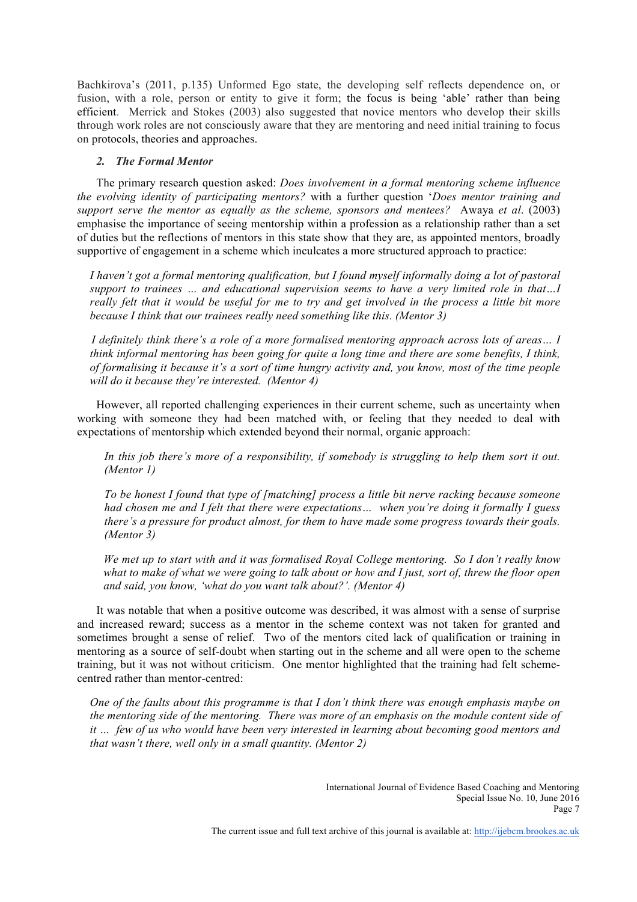Bachkirova's (2011, p.135) Unformed Ego state, the developing self reflects dependence on, or fusion, with a role, person or entity to give it form; the focus is being 'able' rather than being efficient. Merrick and Stokes (2003) also suggested that novice mentors who develop their skills through work roles are not consciously aware that they are mentoring and need initial training to focus on protocols, theories and approaches.

### 2. *The Formal Mentor*

The primary research question asked: *Does involvement in a formal mentoring scheme influence the evolving identity of participating mentors?* with a further question '*Does mentor training and support serve the mentor as equally as the scheme, sponsors and mentees?* Awaya *et al*. (2003) emphasise the importance of seeing mentorship within a profession as a relationship rather than a set of duties but the reflections of mentors in this state show that they are, as appointed mentors, broadly supportive of engagement in a scheme which inculcates a more structured approach to practice:

> *I haven't got a formal mentoring qualification, but I found myself informally doing a lot of pastoral support to trainees ... and educational supervision seems to have a very limited role in that…I really felt that it would be useful for me to try and get involved in the process a little bit more because I think that our trainees really need something like this. (Mentor 3)*

> *I definitely think there's a role of a more formalised mentoring approach across lots of areas… I think informal mentoring has been going for quite a long time and there are some benefits, I think, of formalising it because it's a sort of time hungry activity and, you know, most of the time people will do it because they're interested. (Mentor 4)*

However, all reported challenging experiences in their current scheme, such as uncertainty when working with someone they had been matched with, or feeling that they needed to deal with expectations of mentorship which extended beyond their normal, organic approach:

> *In this job there's more of a responsibility, if somebody is struggling to help them sort it out. (Mentor 1)*

> *To be honest I found that type of [matching] process a little bit nerve racking because someone had chosen me and I felt that there were expectations… when you're doing it formally I guess there's a pressure for product almost, for them to have made some progress towards their goals. (Mentor 3)*

> *We met up to start with and it was formalised Royal College mentoring. So I don't really know what to make of what we were going to talk about or how and I just, sort of, threw the floor open and said, you know, 'what do you want talk about?'. (Mentor 4)*

It was notable that when a positive outcome was described, it was almost with a sense of surprise and increased reward; success as a mentor in the scheme context was not taken for granted and sometimes brought a sense of relief. Two of the mentors cited lack of qualification or training in mentoring as a source of self-doubt when starting out in the scheme and all were open to the scheme training, but it was not without criticism. One mentor highlighted that the training had felt scheme-centred rather than mentor-centred:

> *One of the faults about this programme is that I don't think there was enough emphasis maybe on the mentoring side of the mentoring. There was more of an emphasis on the module content side of it … few of us who would have been very interested in learning about becoming good mentors and that wasn't there, well only in a small quantity. (Mentor 2)*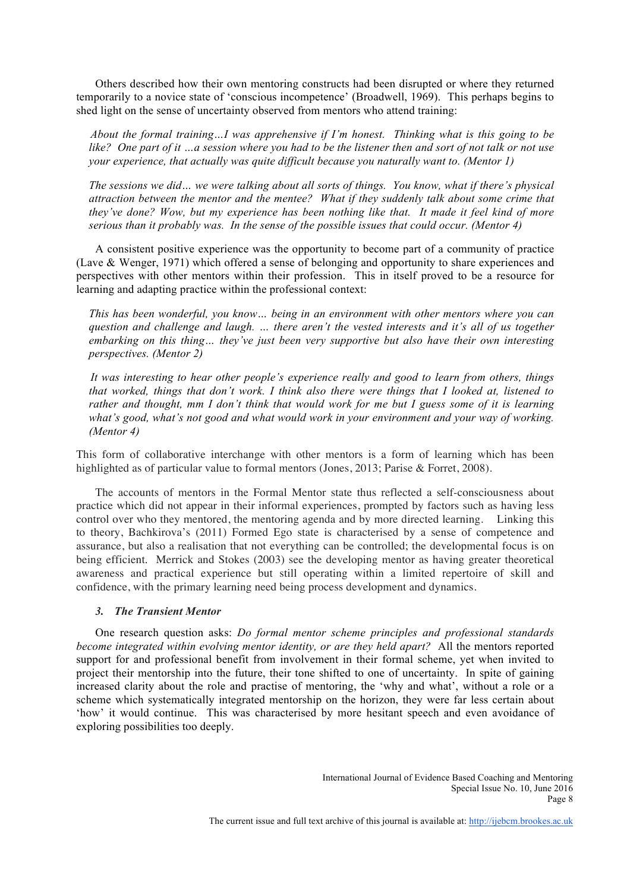Others described how their own mentoring constructs had been disrupted or where they returned temporarily to a novice state of 'conscious incompetence' (Broadwell, 1969). This perhaps begins to shed light on the sense of uncertainty observed from mentors who attend training:

> *About the formal training…I was apprehensive if I'm honest. Thinking what is this going to be like? One part of it …a session where you had to be the listener then and sort of not talk or not use your experience, that actually was quite difficult because you naturally want to. (Mentor 1)*

> *The sessions we did… we were talking about all sorts of things. You know, what if there's physical attraction between the mentor and the mentee? What if they suddenly talk about some crime that they've done? Wow, but my experience has been nothing like that. It made it feel kind of more serious than it probably was. In the sense of the possible issues that could occur. (Mentor 4)*

A consistent positive experience was the opportunity to become part of a community of practice (Lave & Wenger, 1971) which offered a sense of belonging and opportunity to share experiences and perspectives with other mentors within their profession. This in itself proved to be a resource for learning and adapting practice within the professional context:

> *This has been wonderful, you know… being in an environment with other mentors where you can question and challenge and laugh. … there aren't the vested interests and it's all of us together embarking on this thing… they've just been very supportive but also have their own interesting perspectives. (Mentor 2)*

> *It was interesting to hear other people's experience really and good to learn from others, things that worked, things that don't work. I think also there were things that I looked at, listened to rather and thought, mm I don't think that would work for me but I guess some of it is learning what's good, what's not good and what would work in your environment and your way of working. (Mentor 4)*

This form of collaborative interchange with other mentors is a form of learning which has been highlighted as of particular value to formal mentors (Jones, 2013; Parise & Forret, 2008).

The accounts of mentors in the Formal Mentor state thus reflected a self-consciousness about practice which did not appear in their informal experiences, prompted by factors such as having less control over who they mentored, the mentoring agenda and by more directed learning. Linking this to theory, Bachkirova's (2011) Formed Ego state is characterised by a sense of competence and assurance, but also a realisation that not everything can be controlled; the developmental focus is on being efficient. Merrick and Stokes (2003) see the developing mentor as having greater theoretical awareness and practical experience but still operating within a limited repertoire of skill and confidence, with the primary learning need being process development and dynamics.

### 3. *The Transient Mentor*

One research question asks: *Do formal mentor scheme principles and professional standards become integrated within evolving mentor identity, or are they held apart?* All the mentors reported support for and professional benefit from involvement in their formal scheme, yet when invited to project their mentorship into the future, their tone shifted to one of uncertainty. In spite of gaining increased clarity about the role and practise of mentoring, the 'why and what', without a role or a scheme which systematically integrated mentorship on the horizon, they were far less certain about 'how' it would continue. This was characterised by more hesitant speech and even avoidance of exploring possibilities too deeply.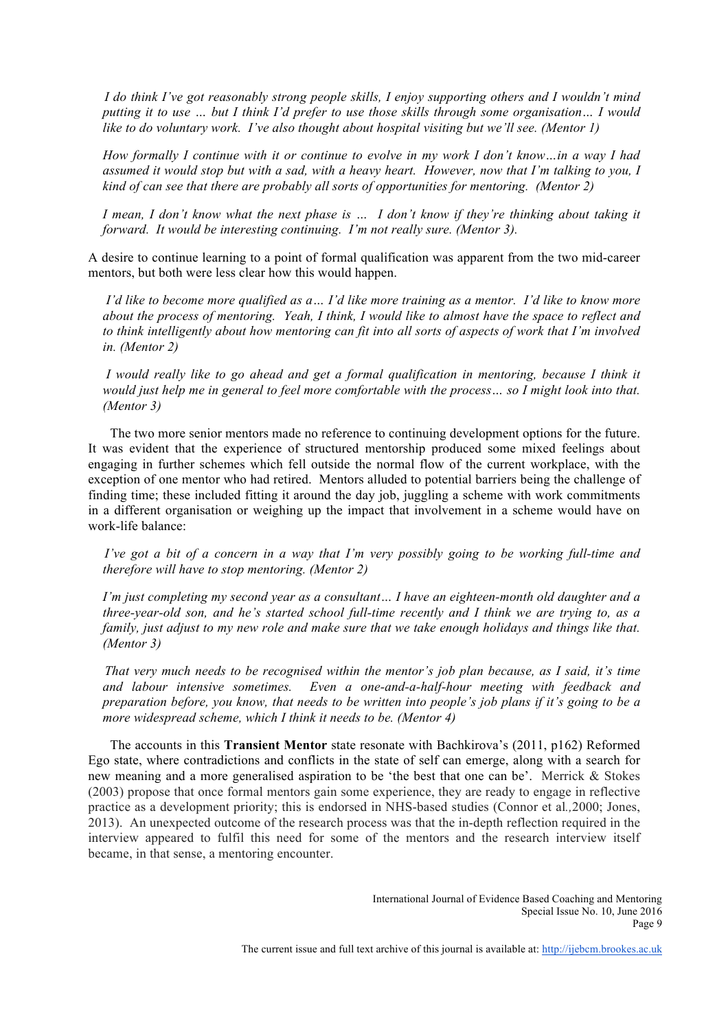*I do think I've got reasonably strong people skills, I enjoy supporting others and I wouldn't mind putting it to use … but I think I'd prefer to use those skills through some organisation… I would like to do voluntary work. I've also thought about hospital visiting but we'll see. (Mentor 1)*

*How formally I continue with it or continue to evolve in my work I don't know…in a way I had assumed it would stop but with a sad, with a heavy heart. However, now that I'm talking to you, I kind of can see that there are probably all sorts of opportunities for mentoring. (Mentor 2)*

*I mean, I don't know what the next phase is … I don't know if they're thinking about taking it forward. It would be interesting continuing. I'm not really sure. (Mentor 3).*

A desire to continue learning to a point of formal qualification was apparent from the two mid-career mentors, but both were less clear how this would happen.

*I'd like to become more qualified as a… I'd like more training as a mentor. I'd like to know more about the process of mentoring. Yeah, I think, I would like to almost have the space to reflect and to think intelligently about how mentoring can fit into all sorts of aspects of work that I'm involved in. (Mentor 2)*

*I would really like to go ahead and get a formal qualification in mentoring, because I think it would just help me in general to feel more comfortable with the process… so I might look into that. (Mentor 3)*

The two more senior mentors made no reference to continuing development options for the future. It was evident that the experience of structured mentorship produced some mixed feelings about engaging in further schemes which fell outside the normal flow of the current workplace, with the exception of one mentor who had retired. Mentors alluded to potential barriers being the challenge of finding time; these included fitting it around the day job, juggling a scheme with work commitments in a different organisation or weighing up the impact that involvement in a scheme would have on work-life balance:

*I've got a bit of a concern in a way that I'm very possibly going to be working full-time and therefore will have to stop mentoring. (Mentor 2)*

*I'm just completing my second year as a consultant… I have an eighteen-month old daughter and a three-year-old son, and he's started school full-time recently and I think we are trying to, as a family, just adjust to my new role and make sure that we take enough holidays and things like that. (Mentor 3)*

*That very much needs to be recognised within the mentor's job plan because, as I said, it's time and labour intensive sometimes. Even a one-and-a-half-hour meeting with feedback and preparation before, you know, that needs to be written into people's job plans if it's going to be a more widespread scheme, which I think it needs to be. (Mentor 4)*

The accounts in this **Transient Mentor** state resonate with Bachkirova's (2011, p162) Reformed Ego state, where contradictions and conflicts in the state of self can emerge, along with a search for new meaning and a more generalised aspiration to be 'the best that one can be'. Merrick & Stokes (2003) propose that once formal mentors gain some experience, they are ready to engage in reflective practice as a development priority; this is endorsed in NHS-based studies (Connor et al*.,*2000; Jones, 2013). An unexpected outcome of the research process was that the in-depth reflection required in the interview appeared to fulfil this need for some of the mentors and the research interview itself became, in that sense, a mentoring encounter.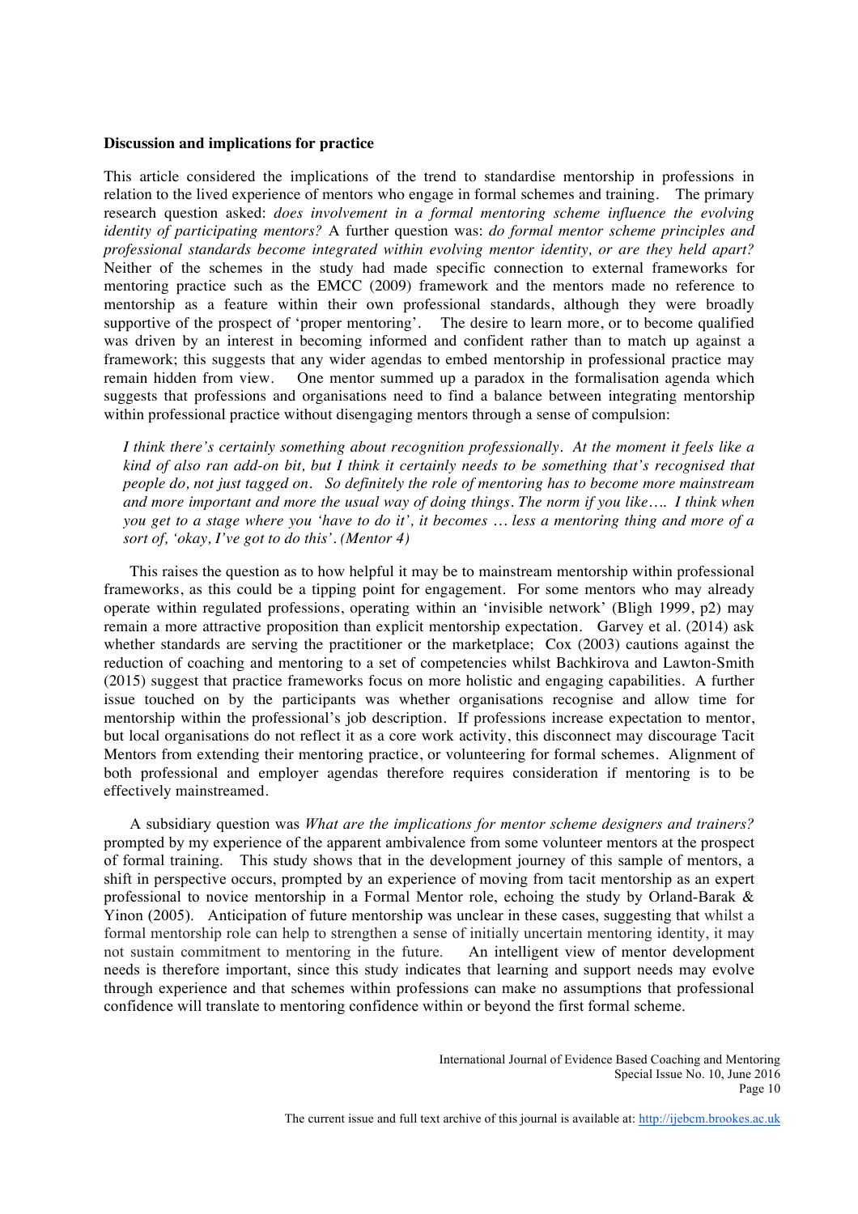**Discussion and implications for practice**

This article considered the implications of the trend to standardise mentorship in professions in relation to the lived experience of mentors who engage in formal schemes and training. The primary research question asked: *does involvement in a formal mentoring scheme influence the evolving identity of participating mentors?* A further question was: *do formal mentor scheme principles and professional standards become integrated within evolving mentor identity, or are they held apart?* Neither of the schemes in the study had made specific connection to external frameworks for mentoring practice such as the EMCC (2009) framework and the mentors made no reference to mentorship as a feature within their own professional standards, although they were broadly supportive of the prospect of 'proper mentoring'. The desire to learn more, or to become qualified was driven by an interest in becoming informed and confident rather than to match up against a framework; this suggests that any wider agendas to embed mentorship in professional practice may remain hidden from view. One mentor summed up a paradox in the formalisation agenda which suggests that professions and organisations need to find a balance between integrating mentorship within professional practice without disengaging mentors through a sense of compulsion:

> *I think there's certainly something about recognition professionally. At the moment it feels like a kind of also ran add-on bit, but I think it certainly needs to be something that's recognised that people do, not just tagged on. So definitely the role of mentoring has to become more mainstream and more important and more the usual way of doing things. The norm if you like…. I think when you get to a stage where you 'have to do it', it becomes … less a mentoring thing and more of a sort of, 'okay, I've got to do this'. (Mentor 4)*

This raises the question as to how helpful it may be to mainstream mentorship within professional frameworks, as this could be a tipping point for engagement. For some mentors who may already operate within regulated professions, operating within an 'invisible network' (Bligh 1999, p2) may remain a more attractive proposition than explicit mentorship expectation. Garvey et al. (2014) ask whether standards are serving the practitioner or the marketplace; Cox (2003) cautions against the reduction of coaching and mentoring to a set of competencies whilst Bachkirova and Lawton-Smith (2015) suggest that practice frameworks focus on more holistic and engaging capabilities. A further issue touched on by the participants was whether organisations recognise and allow time for mentorship within the professional's job description. If professions increase expectation to mentor, but local organisations do not reflect it as a core work activity, this disconnect may discourage Tacit Mentors from extending their mentoring practice, or volunteering for formal schemes. Alignment of both professional and employer agendas therefore requires consideration if mentoring is to be effectively mainstreamed.

A subsidiary question was *What are the implications for mentor scheme designers and trainers?* prompted by my experience of the apparent ambivalence from some volunteer mentors at the prospect of formal training. This study shows that in the development journey of this sample of mentors, a shift in perspective occurs, prompted by an experience of moving from tacit mentorship as an expert professional to novice mentorship in a Formal Mentor role, echoing the study by Orland-Barak & Yinon (2005). Anticipation of future mentorship was unclear in these cases, suggesting that whilst a formal mentorship role can help to strengthen a sense of initially uncertain mentoring identity, it may not sustain commitment to mentoring in the future. An intelligent view of mentor development needs is therefore important, since this study indicates that learning and support needs may evolve through experience and that schemes within professions can make no assumptions that professional confidence will translate to mentoring confidence within or beyond the first formal scheme.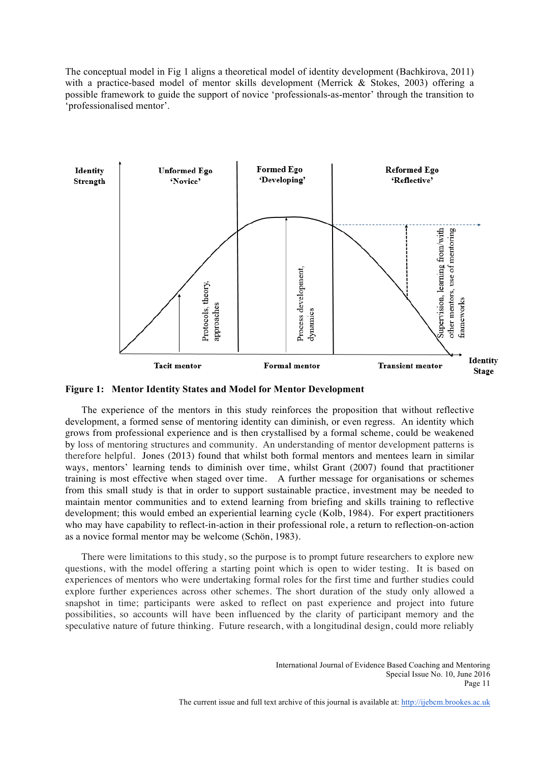The conceptual model in Fig 1 aligns a theoretical model of identity development (Bachkirova, 2011) with a practice-based model of mentor skills development (Merrick & Stokes, 2003) offering a possible framework to guide the support of novice 'professionals-as-mentor' through the transition to 'professionalised mentor'.

**Figure 1: Mentor Identity States and Model for Mentor Development**

The experience of the mentors in this study reinforces the proposition that without reflective development, a formed sense of mentoring identity can diminish, or even regress. An identity which grows from professional experience and is then crystallised by a formal scheme, could be weakened by loss of mentoring structures and community. An understanding of mentor development patterns is therefore helpful. Jones (2013) found that whilst both formal mentors and mentees learn in similar ways, mentors' learning tends to diminish over time, whilst Grant (2007) found that practitioner training is most effective when staged over time. A further message for organisations or schemes from this small study is that in order to support sustainable practice, investment may be needed to maintain mentor communities and to extend learning from briefing and skills training to reflective development; this would embed an experiential learning cycle (Kolb, 1984). For expert practitioners who may have capability to reflect-in-action in their professional role, a return to reflection-on-action as a novice formal mentor may be welcome (Schön, 1983).

There were limitations to this study, so the purpose is to prompt future researchers to explore new questions, with the model offering a starting point which is open to wider testing. It is based on experiences of mentors who were undertaking formal roles for the first time and further studies could explore further experiences across other schemes. The short duration of the study only allowed a snapshot in time; participants were asked to reflect on past experience and project into future possibilities, so accounts will have been influenced by the clarity of participant memory and the speculative nature of future thinking. Future research, with a longitudinal design, could more reliably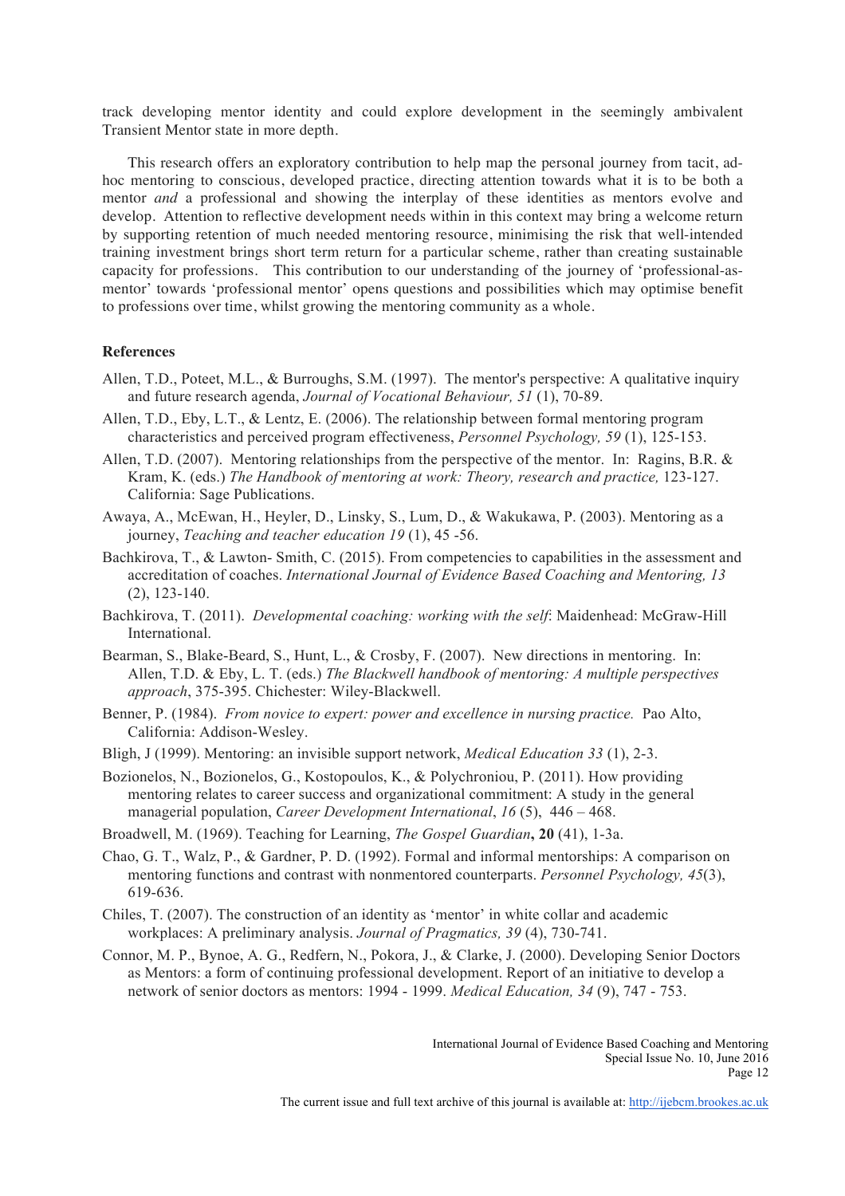track developing mentor identity and could explore development in the seemingly ambivalent Transient Mentor state in more depth.

This research offers an exploratory contribution to help map the personal journey from tacit, ad-hoc mentoring to conscious, developed practice, directing attention towards what it is to be both a mentor *and* a professional and showing the interplay of these identities as mentors evolve and develop. Attention to reflective development needs within in this context may bring a welcome return by supporting retention of much needed mentoring resource, minimising the risk that well-intended training investment brings short term return for a particular scheme, rather than creating sustainable capacity for professions. This contribution to our understanding of the journey of 'professional-as-mentor' towards 'professional mentor' opens questions and possibilities which may optimise benefit to professions over time, whilst growing the mentoring community as a whole.

**References**

Allen, T.D., Poteet, M.L., & Burroughs, S.M. (1997). The mentor's perspective: A qualitative inquiry and future research agenda, *Journal of Vocational Behaviour, 51* (1), 70-89.

Allen, T.D., Eby, L.T., & Lentz, E. (2006). The relationship between formal mentoring program characteristics and perceived program effectiveness, *Personnel Psychology, 59* (1), 125-153.

Allen, T.D. (2007). Mentoring relationships from the perspective of the mentor. In: Ragins, B.R. & Kram, K. (eds.) *The Handbook of mentoring at work: Theory, research and practice,* 123-127. California: Sage Publications.

Awaya, A., McEwan, H., Heyler, D., Linsky, S., Lum, D., & Wakukawa, P. (2003). Mentoring as a journey, *Teaching and teacher education 19* (1), 45 -56.

Bachkirova, T., & Lawton- Smith, C. (2015). From competencies to capabilities in the assessment and accreditation of coaches. *International Journal of Evidence Based Coaching and Mentoring, 13* (2), 123-140.

Bachkirova, T. (2011). *Developmental coaching: working with the self*: Maidenhead: McGraw-Hill International.

Bearman, S., Blake-Beard, S., Hunt, L., & Crosby, F. (2007). New directions in mentoring. In: Allen, T.D. & Eby, L. T. (eds.) *The Blackwell handbook of mentoring: A multiple perspectives approach*, 375-395. Chichester: Wiley-Blackwell.

Benner, P. (1984). *From novice to expert: power and excellence in nursing practice.* Pao Alto, California: Addison-Wesley.

Bligh, J (1999). Mentoring: an invisible support network, *Medical Education 33* (1), 2-3.

Bozionelos, N., Bozionelos, G., Kostopoulos, K., & Polychroniou, P. (2011). How providing mentoring relates to career success and organizational commitment: A study in the general managerial population, *Career Development International*, *16* (5), 446 – 468.

Broadwell, M. (1969). Teaching for Learning, *The Gospel Guardian*, **20** (41), 1-3a.

Chao, G. T., Walz, P., & Gardner, P. D. (1992). Formal and informal mentorships: A comparison on mentoring functions and contrast with nonmentored counterparts. *Personnel Psychology, 45*(3), 619-636.

Chiles, T. (2007). The construction of an identity as 'mentor' in white collar and academic workplaces: A preliminary analysis. *Journal of Pragmatics, 39* (4), 730-741.

Connor, M. P., Bynoe, A. G., Redfern, N., Pokora, J., & Clarke, J. (2000). Developing Senior Doctors as Mentors: a form of continuing professional development. Report of an initiative to develop a network of senior doctors as mentors: 1994 - 1999. *Medical Education, 34* (9), 747 - 753.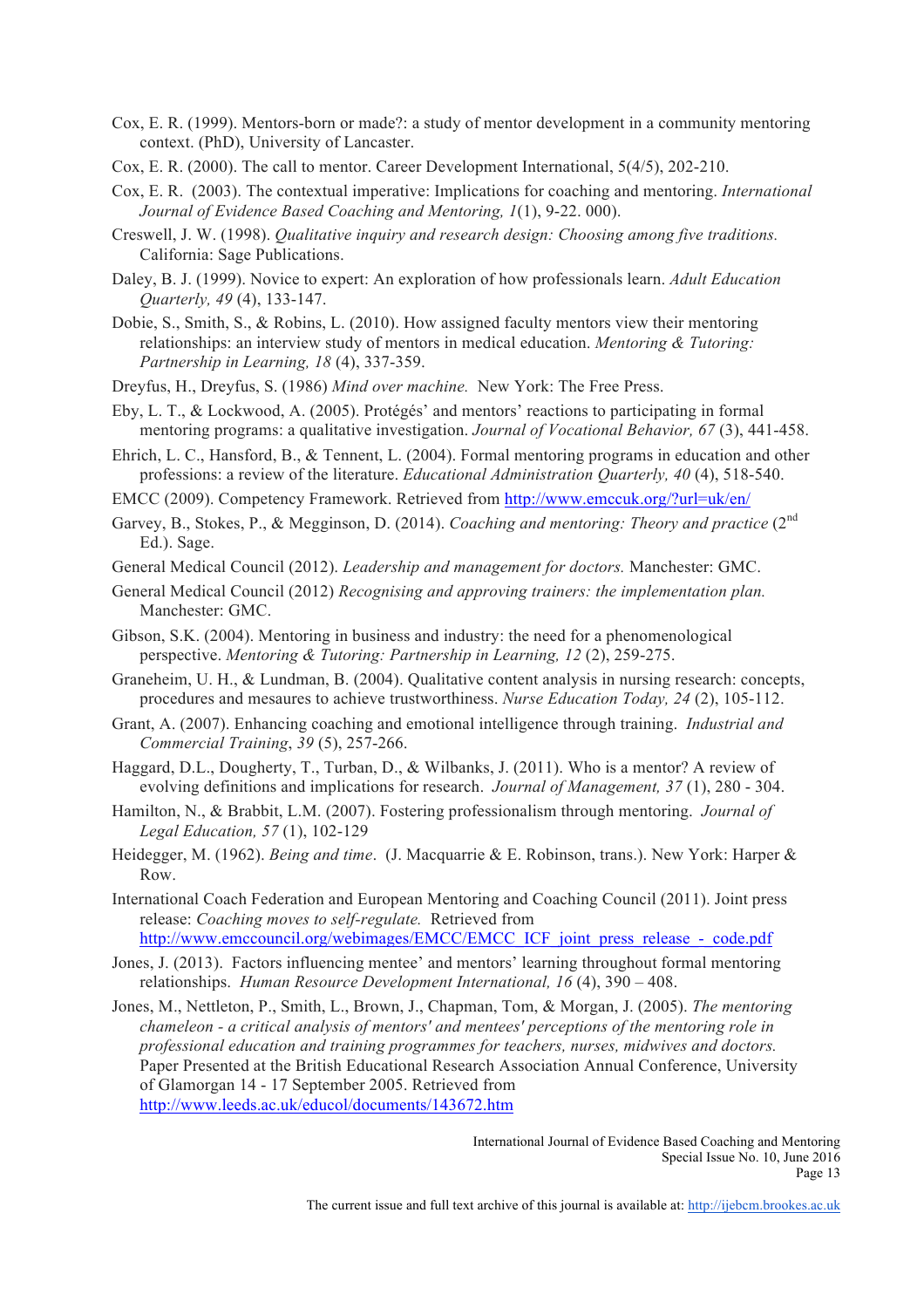Cox, E. R. (1999). Mentors-born or made?: a study of mentor development in a community mentoring context. (PhD), University of Lancaster.

Cox, E. R. (2000). The call to mentor. Career Development International, 5(4/5), 202-210.

Cox, E. R. (2003). The contextual imperative: Implications for coaching and mentoring. *International Journal of Evidence Based Coaching and Mentoring, 1*(1), 9-22. 000).

Creswell, J. W. (1998). *Qualitative inquiry and research design: Choosing among five traditions.* California: Sage Publications.

Daley, B. J. (1999). Novice to expert: An exploration of how professionals learn. *Adult Education Quarterly, 49* (4), 133-147.

Dobie, S., Smith, S., & Robins, L. (2010). How assigned faculty mentors view their mentoring relationships: an interview study of mentors in medical education. *Mentoring & Tutoring: Partnership in Learning, 18* (4), 337-359.

Dreyfus, H., Dreyfus, S. (1986) *Mind over machine.* New York: The Free Press.

Eby, L. T., & Lockwood, A. (2005). Protégés' and mentors' reactions to participating in formal mentoring programs: a qualitative investigation. *Journal of Vocational Behavior, 67* (3), 441-458.

Ehrich, L. C., Hansford, B., & Tennent, L. (2004). Formal mentoring programs in education and other professions: a review of the literature. *Educational Administration Quarterly, 40* (4), 518-540.

EMCC (2009). Competency Framework. Retrieved from http://www.emccuk.org/?url=uk/en/

Garvey, B., Stokes, P., & Megginson, D. (2014). *Coaching and mentoring: Theory and practice* (2nd Ed.). Sage.

General Medical Council (2012). *Leadership and management for doctors.* Manchester: GMC.

General Medical Council (2012) *Recognising and approving trainers: the implementation plan.* Manchester: GMC.

Gibson, S.K. (2004). Mentoring in business and industry: the need for a phenomenological perspective. *Mentoring & Tutoring: Partnership in Learning, 12* (2), 259-275.

Graneheim, U. H., & Lundman, B. (2004). Qualitative content analysis in nursing research: concepts, procedures and mesaures to achieve trustworthiness. *Nurse Education Today, 24* (2), 105-112.

Grant, A. (2007). Enhancing coaching and emotional intelligence through training. *Industrial and Commercial Training*, *39* (5), 257-266.

Haggard, D.L., Dougherty, T., Turban, D., & Wilbanks, J. (2011). Who is a mentor? A review of evolving definitions and implications for research. *Journal of Management, 37* (1), 280 - 304.

Hamilton, N., & Brabbit, L.M. (2007). Fostering professionalism through mentoring. *Journal of Legal Education, 57* (1), 102-129

Heidegger, M. (1962). *Being and time*. (J. Macquarrie & E. Robinson, trans.). New York: Harper & Row.

International Coach Federation and European Mentoring and Coaching Council (2011). Joint press release: *Coaching moves to self-regulate.* Retrieved from http://www.emccouncil.org/webimages/EMCC/EMCC_ICF_joint_press_release_-_code.pdf

Jones, J. (2013). Factors influencing mentee' and mentors' learning throughout formal mentoring relationships. *Human Resource Development International, 16* (4), 390 – 408.

Jones, M., Nettleton, P., Smith, L., Brown, J., Chapman, Tom, & Morgan, J. (2005). *The mentoring chameleon - a critical analysis of mentors' and mentees' perceptions of the mentoring role in professional education and training programmes for teachers, nurses, midwives and doctors.* Paper Presented at the British Educational Research Association Annual Conference, University of Glamorgan 14 - 17 September 2005. Retrieved from http://www.leeds.ac.uk/educol/documents/143672.htm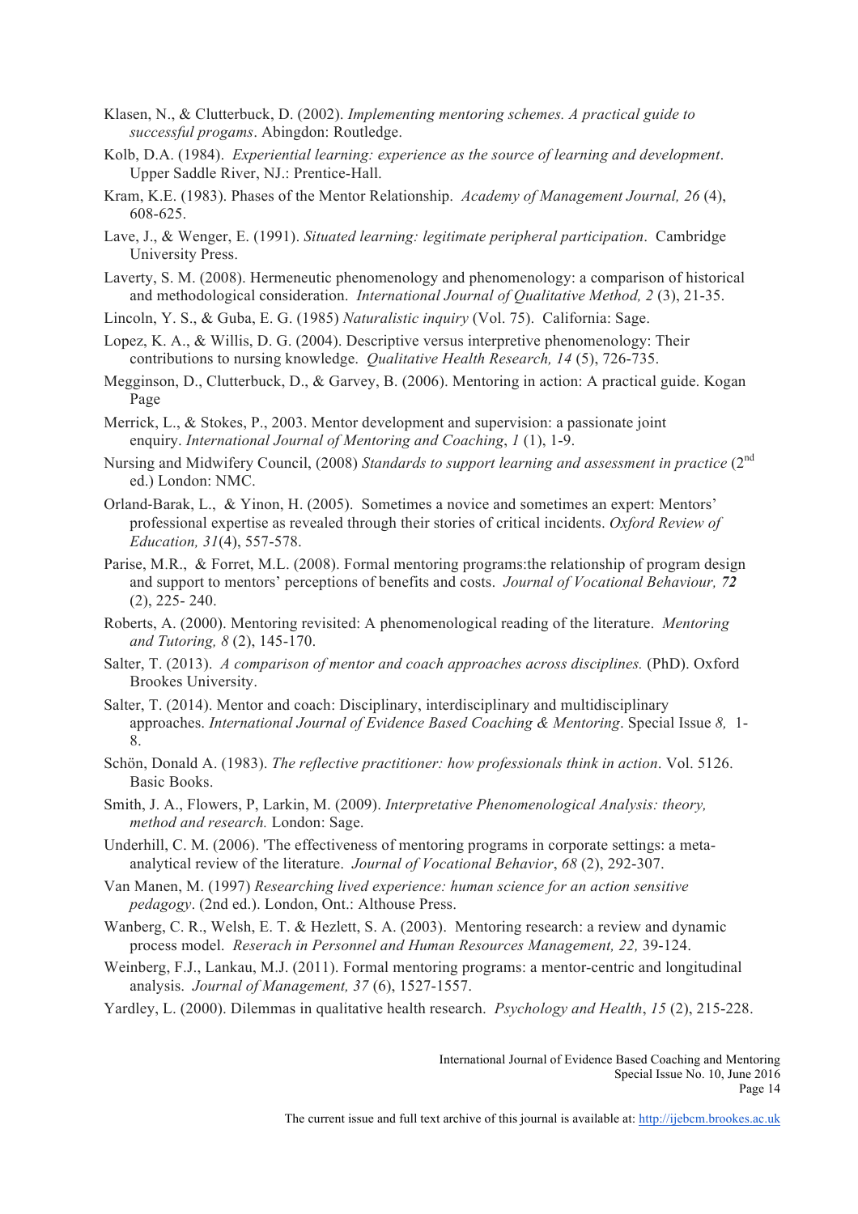Klasen, N., & Clutterbuck, D. (2002). *Implementing mentoring schemes. A practical guide to successful progams*. Abingdon: Routledge.

Kolb, D.A. (1984). *Experiential learning: experience as the source of learning and development*. Upper Saddle River, NJ.: Prentice-Hall.

Kram, K.E. (1983). Phases of the Mentor Relationship. *Academy of Management Journal, 26* (4), 608-625.

Lave, J., & Wenger, E. (1991). *Situated learning: legitimate peripheral participation*. Cambridge University Press.

Laverty, S. M. (2008). Hermeneutic phenomenology and phenomenology: a comparison of historical and methodological consideration. *International Journal of Qualitative Method, 2* (3), 21-35.

Lincoln, Y. S., & Guba, E. G. (1985) *Naturalistic inquiry* (Vol. 75). California: Sage.

Lopez, K. A., & Willis, D. G. (2004). Descriptive versus interpretive phenomenology: Their contributions to nursing knowledge. *Qualitative Health Research, 14* (5), 726-735.

Megginson, D., Clutterbuck, D., & Garvey, B. (2006). Mentoring in action: A practical guide. Kogan Page

Merrick, L., & Stokes, P., 2003. Mentor development and supervision: a passionate joint enquiry. *International Journal of Mentoring and Coaching*, *1* (1), 1-9.

Nursing and Midwifery Council, (2008) *Standards to support learning and assessment in practice* (2[nd] ed.) London: NMC.

Orland-Barak, L., & Yinon, H. (2005). Sometimes a novice and sometimes an expert: Mentors' professional expertise as revealed through their stories of critical incidents. *Oxford Review of Education, 31*(4), 557-578.

Parise, M.R., & Forret, M.L. (2008). Formal mentoring programs:the relationship of program design and support to mentors' perceptions of benefits and costs. *Journal of Vocational Behaviour, **72*** (2), 225- 240.

Roberts, A. (2000). Mentoring revisited: A phenomenological reading of the literature. *Mentoring and Tutoring, 8* (2), 145-170.

Salter, T. (2013). *A comparison of mentor and coach approaches across disciplines.* (PhD). Oxford Brookes University.

Salter, T. (2014). Mentor and coach: Disciplinary, interdisciplinary and multidisciplinary approaches. *International Journal of Evidence Based Coaching & Mentoring*. Special Issue *8,* 1-8.

Schön, Donald A. (1983). *The reflective practitioner: how professionals think in action*. Vol. 5126. Basic Books.

Smith, J. A., Flowers, P, Larkin, M. (2009). *Interpretative Phenomenological Analysis: theory, method and research.* London: Sage.

Underhill, C. M. (2006). 'The effectiveness of mentoring programs in corporate settings: a meta-analytical review of the literature. *Journal of Vocational Behavior*, *68* (2), 292-307.

Van Manen, M. (1997) *Researching lived experience: human science for an action sensitive pedagogy*. (2nd ed.). London, Ont.: Althouse Press.

Wanberg, C. R., Welsh, E. T. & Hezlett, S. A. (2003). Mentoring research: a review and dynamic process model. *Reserach in Personnel and Human Resources Management, 22,* 39-124.

Weinberg, F.J., Lankau, M.J. (2011). Formal mentoring programs: a mentor-centric and longitudinal analysis. *Journal of Management, 37* (6), 1527-1557.

Yardley, L. (2000). Dilemmas in qualitative health research. *Psychology and Health*, *15* (2), 215-228.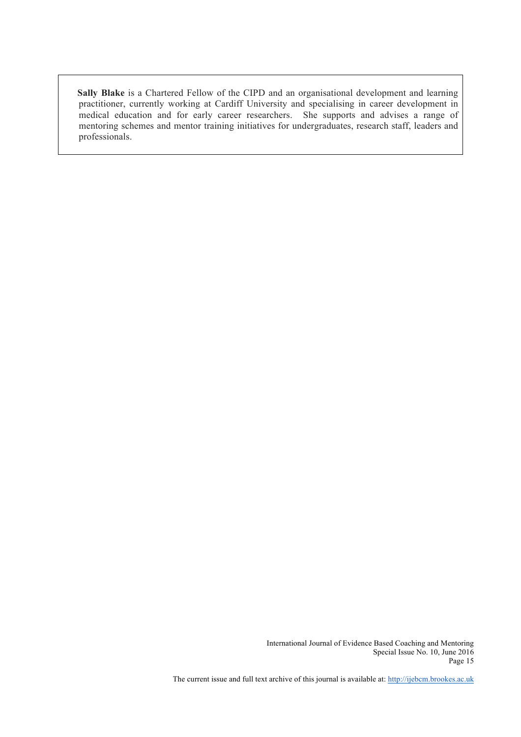**Sally Blake** is a Chartered Fellow of the CIPD and an organisational development and learning practitioner, currently working at Cardiff University and specialising in career development in medical education and for early career researchers. She supports and advises a range of mentoring schemes and mentor training initiatives for undergraduates, research staff, leaders and professionals.